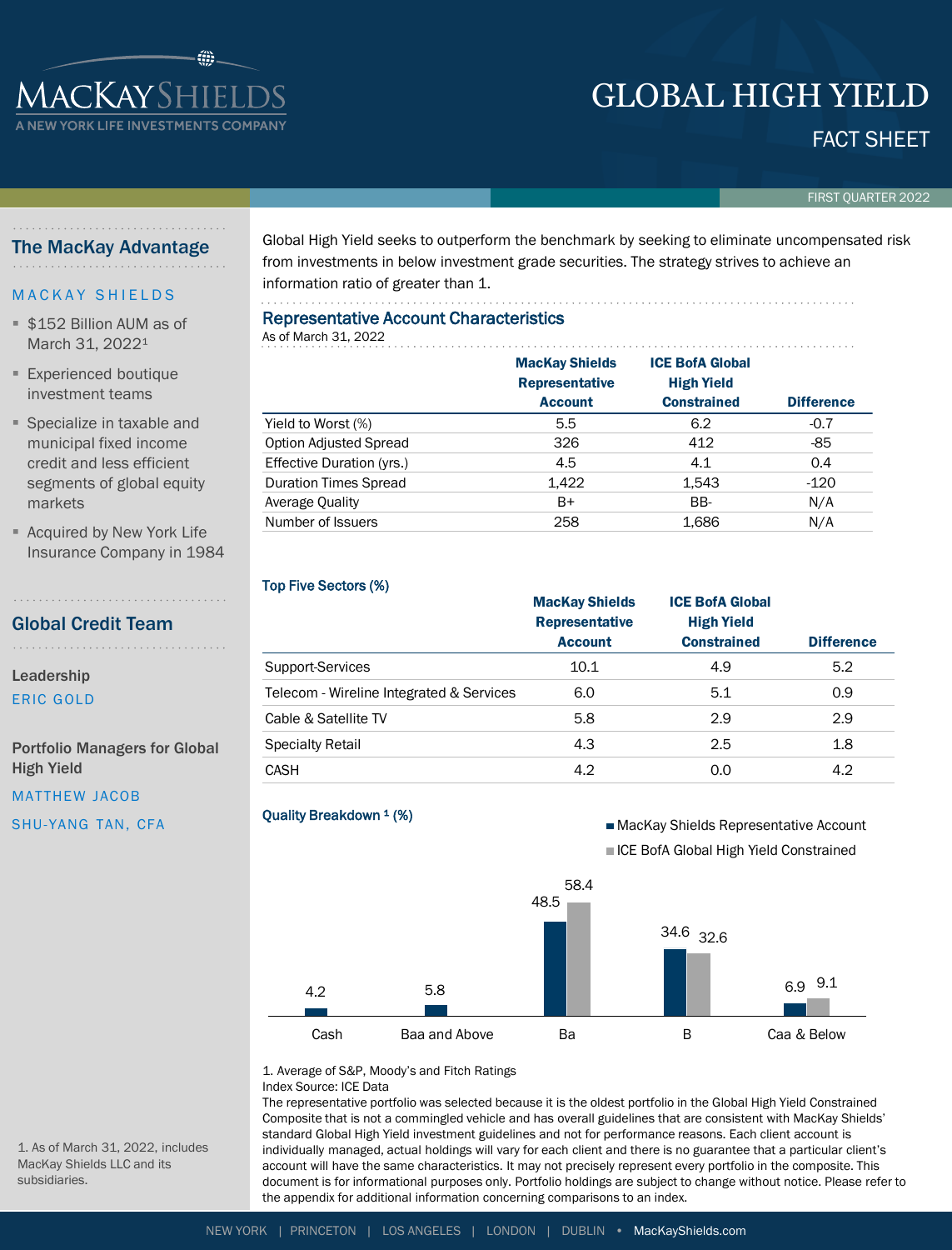# MACKAY SHIELDS

A NEW YORK LIFE INVESTMENTS COMPANY

# GLOBAL HIGH YIELD

## FACT SHEET

FIRST QUARTER 2022

## The MacKay Advantage

MACKAY SHIELDS

- $152 Billion AUM as of March 31, 2022[1]
- Experienced boutique investment teams
- Specialize in taxable and municipal fixed income credit and less efficient segments of global equity markets
- Acquired by New York Life Insurance Company in 1984

## Global Credit Team

**Leadership**

ERIC GOLD

**Portfolio Managers for Global High Yield**

MATTHEW JACOB

SHU-YANG TAN, CFA

1. As of March 31, 2022, includes MacKay Shields LLC and its subsidiaries.

Global High Yield seeks to outperform the benchmark by seeking to eliminate uncompensated risk from investments in below investment grade securities. The strategy strives to achieve an information ratio of greater than 1.

### Representative Account Characteristics

As of March 31, 2022

| | MacKay Shields Representative Account | ICE BofA Global High Yield Constrained | Difference |
|---|---|---|---|
| Yield to Worst (%) | 5.5 | 6.2 | -0.7 |
| Option Adjusted Spread | 326 | 412 | -85 |
| Effective Duration (yrs.) | 4.5 | 4.1 | 0.4 |
| Duration Times Spread | 1,422 | 1,543 | -120 |
| Average Quality | B+ | BB- | N/A |
| Number of Issuers | 258 | 1,686 | N/A |

### Top Five Sectors (%)

| | MacKay Shields Representative Account | ICE BofA Global High Yield Constrained | Difference |
|---|---|---|---|
| Support-Services | 10.1 | 4.9 | 5.2 |
| Telecom - Wireline Integrated & Services | 6.0 | 5.1 | 0.9 |
| Cable & Satellite TV | 5.8 | 2.9 | 2.9 |
| Specialty Retail | 4.3 | 2.5 | 1.8 |
| CASH | 4.2 | 0.0 | 4.2 |

### Quality Breakdown [1] (%)

| | MacKay Shields Representative Account | ICE BofA Global High Yield Constrained |
|---|---|---|
| Cash | 4.2 | |
| Baa and Above | 5.8 | |
| Ba | 48.5 | 58.4 |
| B | 34.6 | 32.6 |
| Caa & Below | 6.9 | 9.1 |

1. Average of S&P, Moody's and Fitch Ratings

Index Source: ICE Data

The representative portfolio was selected because it is the oldest portfolio in the Global High Yield Constrained Composite that is not a commingled vehicle and has overall guidelines that are consistent with MacKay Shields' standard Global High Yield investment guidelines and not for performance reasons. Each client account is individually managed, actual holdings will vary for each client and there is no guarantee that a particular client's account will have the same characteristics. It may not precisely represent every portfolio in the composite. This document is for informational purposes only. Portfolio holdings are subject to change without notice. Please refer to the appendix for additional information concerning comparisons to an index.

NEW YORK | PRINCETON | LOS ANGELES | LONDON | DUBLIN • MacKayShields.com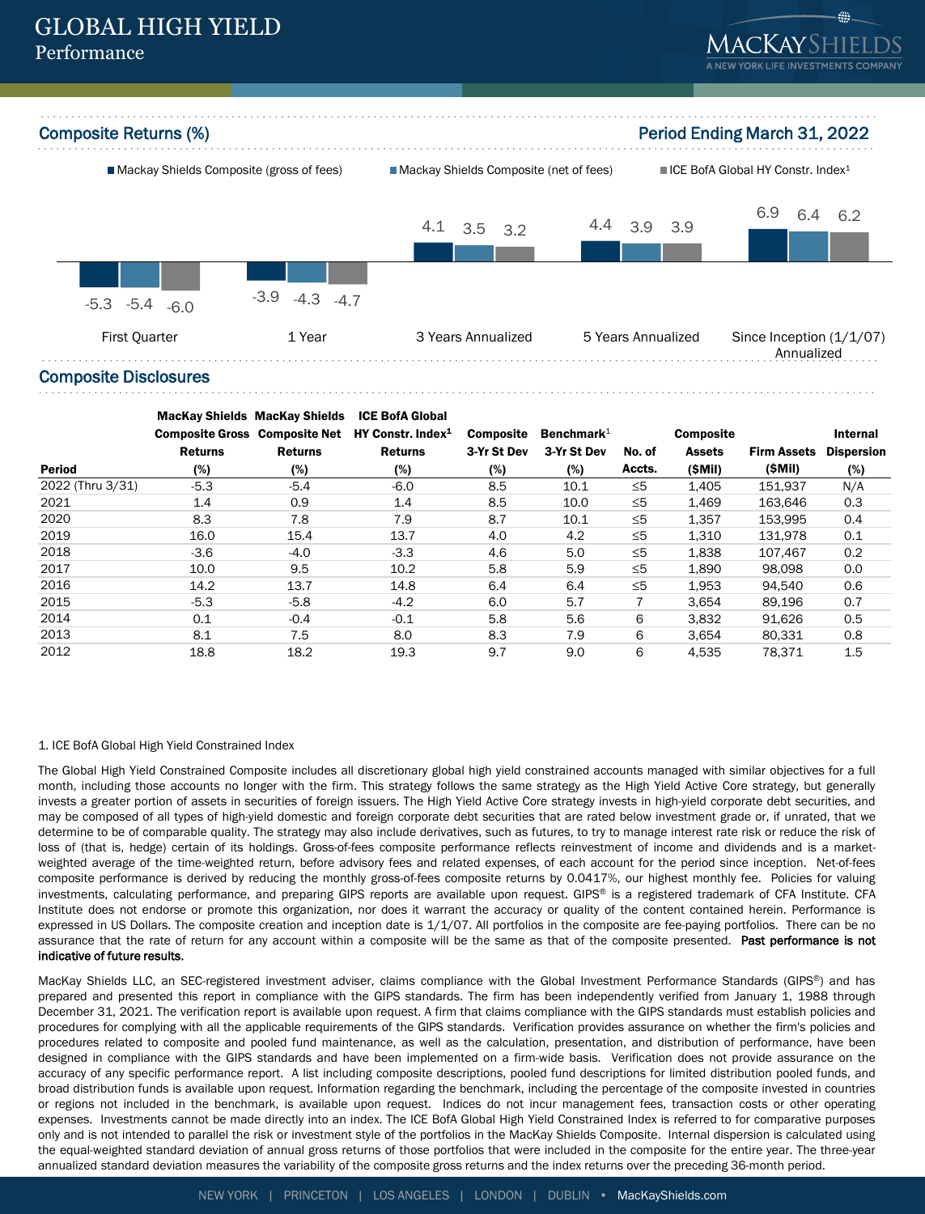# GLOBAL HIGH YIELD
Performance

## Composite Returns (%)

Period Ending March 31, 2022

| | Mackay Shields Composite (gross of fees) | Mackay Shields Composite (net of fees) | ICE BofA Global HY Constr. Index[1] |
|---|---|---|---|
| First Quarter | -5.3 | -5.4 | -6.0 |
| 1 Year | -3.9 | -4.3 | -4.7 |
| 3 Years Annualized | 4.1 | 3.5 | 3.2 |
| 5 Years Annualized | 4.4 | 3.9 | 3.9 |
| Since Inception (1/1/07) Annualized | 6.9 | 6.4 | 6.2 |

## Composite Disclosures

| Period | MacKay Shields Composite Gross Returns (%) | MacKay Shields Composite Net Returns (%) | ICE BofA Global HY Constr. Index[1] Returns (%) | Composite 3-Yr St Dev (%) | Benchmark[1] 3-Yr St Dev (%) | No. of Accts. | Composite Assets ($Mil) | Firm Assets ($Mil) | Internal Dispersion (%) |
|---|---|---|---|---|---|---|---|---|---|
| 2022 (Thru 3/31) | -5.3 | -5.4 | -6.0 | 8.5 | 10.1 | ≤5 | 1,405 | 151,937 | N/A |
| 2021 | 1.4 | 0.9 | 1.4 | 8.5 | 10.0 | ≤5 | 1,469 | 163,646 | 0.3 |
| 2020 | 8.3 | 7.8 | 7.9 | 8.7 | 10.1 | ≤5 | 1,357 | 153,995 | 0.4 |
| 2019 | 16.0 | 15.4 | 13.7 | 4.0 | 4.2 | ≤5 | 1,310 | 131,978 | 0.1 |
| 2018 | -3.6 | -4.0 | -3.3 | 4.6 | 5.0 | ≤5 | 1,838 | 107,467 | 0.2 |
| 2017 | 10.0 | 9.5 | 10.2 | 5.8 | 5.9 | ≤5 | 1,890 | 98,098 | 0.0 |
| 2016 | 14.2 | 13.7 | 14.8 | 6.4 | 6.4 | ≤5 | 1,953 | 94,540 | 0.6 |
| 2015 | -5.3 | -5.8 | -4.2 | 6.0 | 5.7 | 7 | 3,654 | 89,196 | 0.7 |
| 2014 | 0.1 | -0.4 | -0.1 | 5.8 | 5.6 | 6 | 3,832 | 91,626 | 0.5 |
| 2013 | 8.1 | 7.5 | 8.0 | 8.3 | 7.9 | 6 | 3,654 | 80,331 | 0.8 |
| 2012 | 18.8 | 18.2 | 19.3 | 9.7 | 9.0 | 6 | 4,535 | 78,371 | 1.5 |

1. ICE BofA Global High Yield Constrained Index

The Global High Yield Constrained Composite includes all discretionary global high yield constrained accounts managed with similar objectives for a full month, including those accounts no longer with the firm. This strategy follows the same strategy as the High Yield Active Core strategy, but generally invests a greater portion of assets in securities of foreign issuers. The High Yield Active Core strategy invests in high-yield corporate debt securities, and may be composed of all types of high-yield domestic and foreign corporate debt securities that are rated below investment grade or, if unrated, that we determine to be of comparable quality. The strategy may also include derivatives, such as futures, to try to manage interest rate risk or reduce the risk of loss of (that is, hedge) certain of its holdings. Gross-of-fees composite performance reflects reinvestment of income and dividends and is a market-weighted average of the time-weighted return, before advisory fees and related expenses, of each account for the period since inception. Net-of-fees composite performance is derived by reducing the monthly gross-of-fees composite returns by 0.0417%, our highest monthly fee. Policies for valuing investments, calculating performance, and preparing GIPS reports are available upon request. GIPS® is a registered trademark of CFA Institute. CFA Institute does not endorse or promote this organization, nor does it warrant the accuracy or quality of the content contained herein. Performance is expressed in US Dollars. The composite creation and inception date is 1/1/07. All portfolios in the composite are fee-paying portfolios. There can be no assurance that the rate of return for any account within a composite will be the same as that of the composite presented. **Past performance is not indicative of future results.**

MacKay Shields LLC, an SEC-registered investment adviser, claims compliance with the Global Investment Performance Standards (GIPS®) and has prepared and presented this report in compliance with the GIPS standards. The firm has been independently verified from January 1, 1988 through December 31, 2021. The verification report is available upon request. A firm that claims compliance with the GIPS standards must establish policies and procedures for complying with all the applicable requirements of the GIPS standards. Verification provides assurance on whether the firm's policies and procedures related to composite and pooled fund maintenance, as well as the calculation, presentation, and distribution of performance, have been designed in compliance with the GIPS standards and have been implemented on a firm-wide basis. Verification does not provide assurance on the accuracy of any specific performance report. A list including composite descriptions, pooled fund descriptions for limited distribution pooled funds, and broad distribution funds is available upon request. Information regarding the benchmark, including the percentage of the composite invested in countries or regions not included in the benchmark, is available upon request. Indices do not incur management fees, transaction costs or other operating expenses. Investments cannot be made directly into an index. The ICE BofA Global High Yield Constrained Index is referred to for comparative purposes only and is not intended to parallel the risk or investment style of the portfolios in the MacKay Shields Composite. Internal dispersion is calculated using the equal-weighted standard deviation of annual gross returns of those portfolios that were included in the composite for the entire year. The three-year annualized standard deviation measures the variability of the composite gross returns and the index returns over the preceding 36-month period.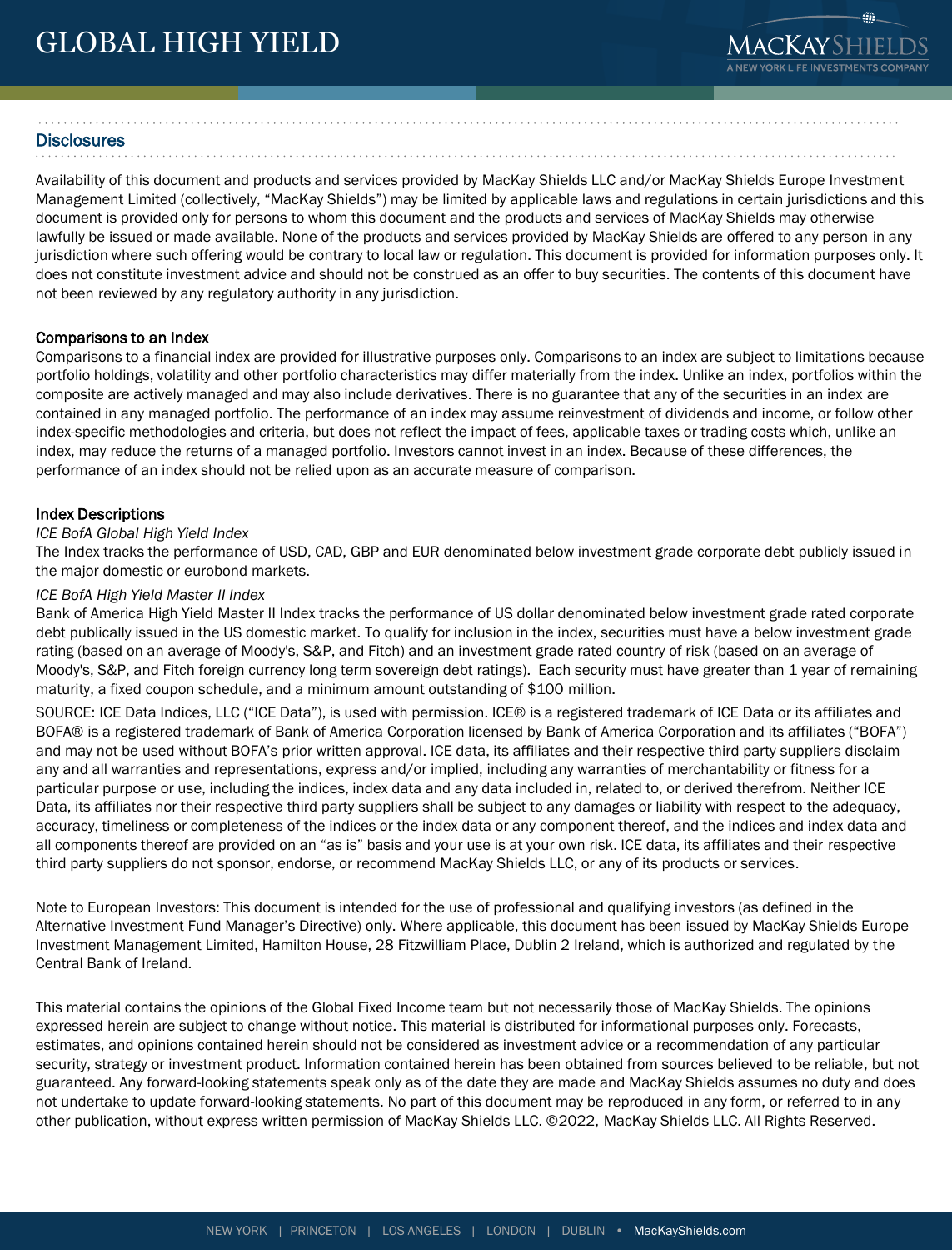## Disclosures

Availability of this document and products and services provided by MacKay Shields LLC and/or MacKay Shields Europe Investment Management Limited (collectively, "MacKay Shields") may be limited by applicable laws and regulations in certain jurisdictions and this document is provided only for persons to whom this document and the products and services of MacKay Shields may otherwise lawfully be issued or made available. None of the products and services provided by MacKay Shields are offered to any person in any jurisdiction where such offering would be contrary to local law or regulation. This document is provided for information purposes only. It does not constitute investment advice and should not be construed as an offer to buy securities. The contents of this document have not been reviewed by any regulatory authority in any jurisdiction.

### Comparisons to an Index

Comparisons to a financial index are provided for illustrative purposes only. Comparisons to an index are subject to limitations because portfolio holdings, volatility and other portfolio characteristics may differ materially from the index. Unlike an index, portfolios within the composite are actively managed and may also include derivatives. There is no guarantee that any of the securities in an index are contained in any managed portfolio. The performance of an index may assume reinvestment of dividends and income, or follow other index-specific methodologies and criteria, but does not reflect the impact of fees, applicable taxes or trading costs which, unlike an index, may reduce the returns of a managed portfolio. Investors cannot invest in an index. Because of these differences, the performance of an index should not be relied upon as an accurate measure of comparison.

### Index Descriptions

*ICE BofA Global High Yield Index*

The Index tracks the performance of USD, CAD, GBP and EUR denominated below investment grade corporate debt publicly issued in the major domestic or eurobond markets.

*ICE BofA High Yield Master II Index*

Bank of America High Yield Master II Index tracks the performance of US dollar denominated below investment grade rated corporate debt publically issued in the US domestic market. To qualify for inclusion in the index, securities must have a below investment grade rating (based on an average of Moody's, S&P, and Fitch) and an investment grade rated country of risk (based on an average of Moody's, S&P, and Fitch foreign currency long term sovereign debt ratings). Each security must have greater than 1 year of remaining maturity, a fixed coupon schedule, and a minimum amount outstanding of $100 million.

SOURCE: ICE Data Indices, LLC ("ICE Data"), is used with permission. ICE® is a registered trademark of ICE Data or its affiliates and BOFA® is a registered trademark of Bank of America Corporation licensed by Bank of America Corporation and its affiliates ("BOFA") and may not be used without BOFA's prior written approval. ICE data, its affiliates and their respective third party suppliers disclaim any and all warranties and representations, express and/or implied, including any warranties of merchantability or fitness for a particular purpose or use, including the indices, index data and any data included in, related to, or derived therefrom. Neither ICE Data, its affiliates nor their respective third party suppliers shall be subject to any damages or liability with respect to the adequacy, accuracy, timeliness or completeness of the indices or the index data or any component thereof, and the indices and index data and all components thereof are provided on an "as is" basis and your use is at your own risk. ICE data, its affiliates and their respective third party suppliers do not sponsor, endorse, or recommend MacKay Shields LLC, or any of its products or services.

Note to European Investors: This document is intended for the use of professional and qualifying investors (as defined in the Alternative Investment Fund Manager's Directive) only. Where applicable, this document has been issued by MacKay Shields Europe Investment Management Limited, Hamilton House, 28 Fitzwilliam Place, Dublin 2 Ireland, which is authorized and regulated by the Central Bank of Ireland.

This material contains the opinions of the Global Fixed Income team but not necessarily those of MacKay Shields. The opinions expressed herein are subject to change without notice. This material is distributed for informational purposes only. Forecasts, estimates, and opinions contained herein should not be considered as investment advice or a recommendation of any particular security, strategy or investment product. Information contained herein has been obtained from sources believed to be reliable, but not guaranteed. Any forward-looking statements speak only as of the date they are made and MacKay Shields assumes no duty and does not undertake to update forward-looking statements. No part of this document may be reproduced in any form, or referred to in any other publication, without express written permission of MacKay Shields LLC. ©2022, MacKay Shields LLC. All Rights Reserved.